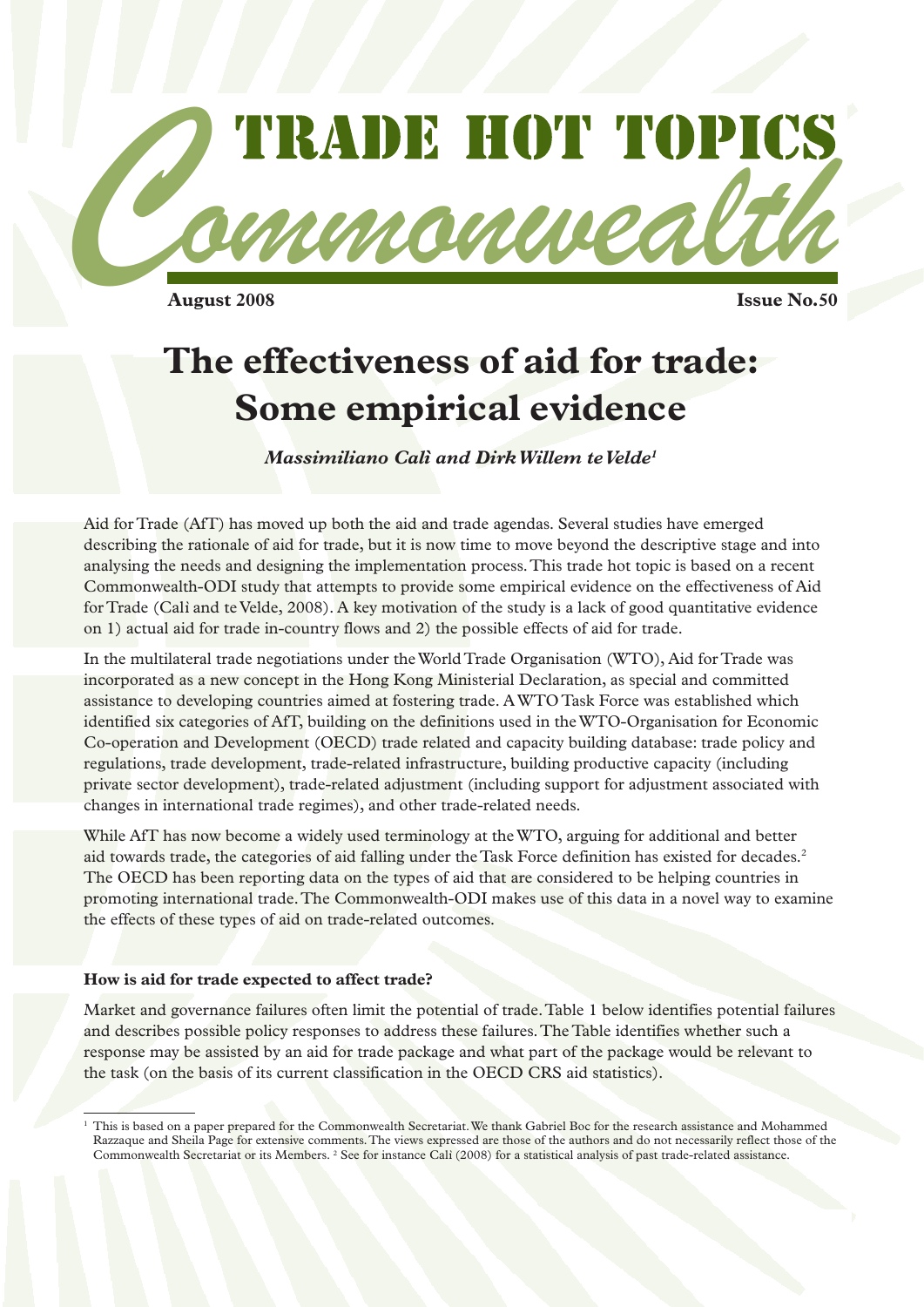# Commonwealth TRADE HOT TOPICS

**August 2008** **Issue No.50**

# The effectiveness of aid for trade: Some empirical evidence

***Massimiliano Calì and Dirk Willem te Velde[1]***

Aid for Trade (AfT) has moved up both the aid and trade agendas. Several studies have emerged describing the rationale of aid for trade, but it is now time to move beyond the descriptive stage and into analysing the needs and designing the implementation process. This trade hot topic is based on a recent Commonwealth-ODI study that attempts to provide some empirical evidence on the effectiveness of Aid for Trade (Calì and te Velde, 2008). A key motivation of the study is a lack of good quantitative evidence on 1) actual aid for trade in-country flows and 2) the possible effects of aid for trade.

In the multilateral trade negotiations under the World Trade Organisation (WTO), Aid for Trade was incorporated as a new concept in the Hong Kong Ministerial Declaration, as special and committed assistance to developing countries aimed at fostering trade. A WTO Task Force was established which identified six categories of AfT, building on the definitions used in the WTO-Organisation for Economic Co-operation and Development (OECD) trade related and capacity building database: trade policy and regulations, trade development, trade-related infrastructure, building productive capacity (including private sector development), trade-related adjustment (including support for adjustment associated with changes in international trade regimes), and other trade-related needs.

While AfT has now become a widely used terminology at the WTO, arguing for additional and better aid towards trade, the categories of aid falling under the Task Force definition has existed for decades.[2] The OECD has been reporting data on the types of aid that are considered to be helping countries in promoting international trade. The Commonwealth-ODI makes use of this data in a novel way to examine the effects of these types of aid on trade-related outcomes.

**How is aid for trade expected to affect trade?**

Market and governance failures often limit the potential of trade. Table 1 below identifies potential failures and describes possible policy responses to address these failures. The Table identifies whether such a response may be assisted by an aid for trade package and what part of the package would be relevant to the task (on the basis of its current classification in the OECD CRS aid statistics).

---

[1] This is based on a paper prepared for the Commonwealth Secretariat. We thank Gabriel Boc for the research assistance and Mohammed Razzaque and Sheila Page for extensive comments. The views expressed are those of the authors and do not necessarily reflect those of the Commonwealth Secretariat or its Members. [2] See for instance Calì (2008) for a statistical analysis of past trade-related assistance.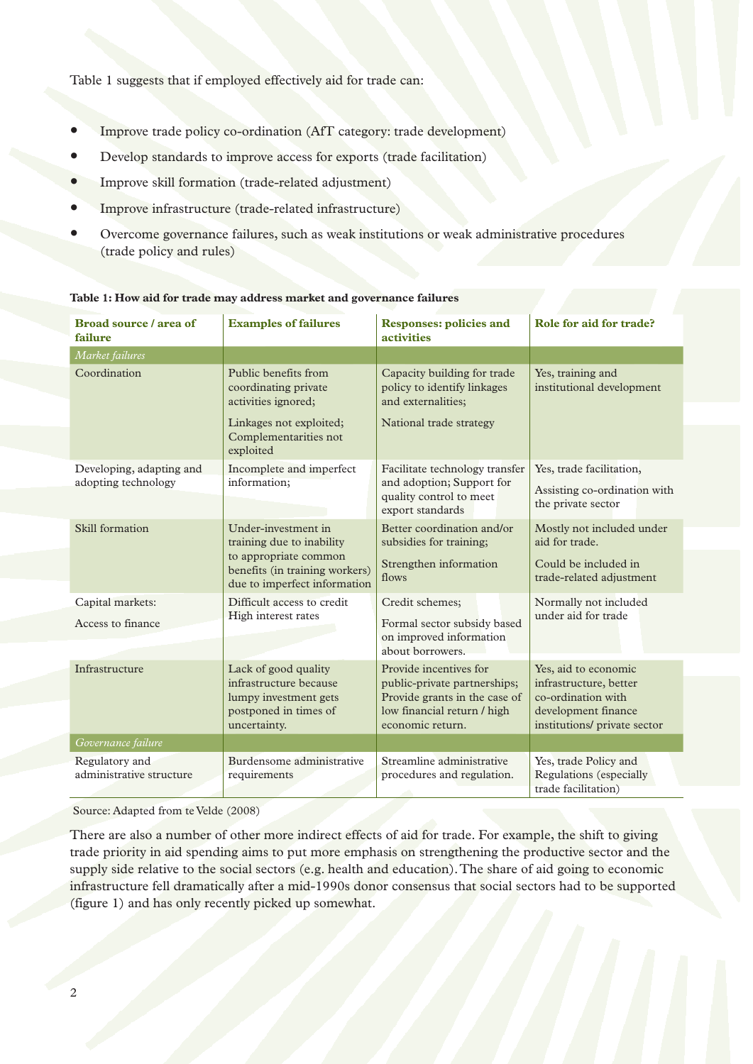Table 1 suggests that if employed effectively aid for trade can:

- Improve trade policy co-ordination (AfT category: trade development)
- Develop standards to improve access for exports (trade facilitation)
- Improve skill formation (trade-related adjustment)
- Improve infrastructure (trade-related infrastructure)
- Overcome governance failures, such as weak institutions or weak administrative procedures (trade policy and rules)

**Table 1: How aid for trade may address market and governance failures**

| Broad source / area of failure | Examples of failures | Responses: policies and activities | Role for aid for trade? |
|---|---|---|---|
| *Market failures* | | | |
| Coordination | Public benefits from coordinating private activities ignored; Linkages not exploited; Complementarities not exploited | Capacity building for trade policy to identify linkages and externalities; National trade strategy | Yes, training and institutional development |
| Developing, adapting and adopting technology | Incomplete and imperfect information; | Facilitate technology transfer and adoption; Support for quality control to meet export standards | Yes, trade facilitation, Assisting co-ordination with the private sector |
| Skill formation | Under-investment in training due to inability to appropriate common benefits (in training workers) due to imperfect information | Better coordination and/or subsidies for training; Strengthen information flows | Mostly not included under aid for trade. Could be included in trade-related adjustment |
| Capital markets: Access to finance | Difficult access to credit High interest rates | Credit schemes; Formal sector subsidy based on improved information about borrowers. | Normally not included under aid for trade |
| Infrastructure | Lack of good quality infrastructure because lumpy investment gets postponed in times of uncertainty. | Provide incentives for public-private partnerships; Provide grants in the case of low financial return / high economic return. | Yes, aid to economic infrastructure, better co-ordination with development finance institutions/ private sector |
| *Governance failure* | | | |
| Regulatory and administrative structure | Burdensome administrative requirements | Streamline administrative procedures and regulation. | Yes, trade Policy and Regulations (especially trade facilitation) |

Source: Adapted from te Velde (2008)

There are also a number of other more indirect effects of aid for trade. For example, the shift to giving trade priority in aid spending aims to put more emphasis on strengthening the productive sector and the supply side relative to the social sectors (e.g. health and education). The share of aid going to economic infrastructure fell dramatically after a mid-1990s donor consensus that social sectors had to be supported (figure 1) and has only recently picked up somewhat.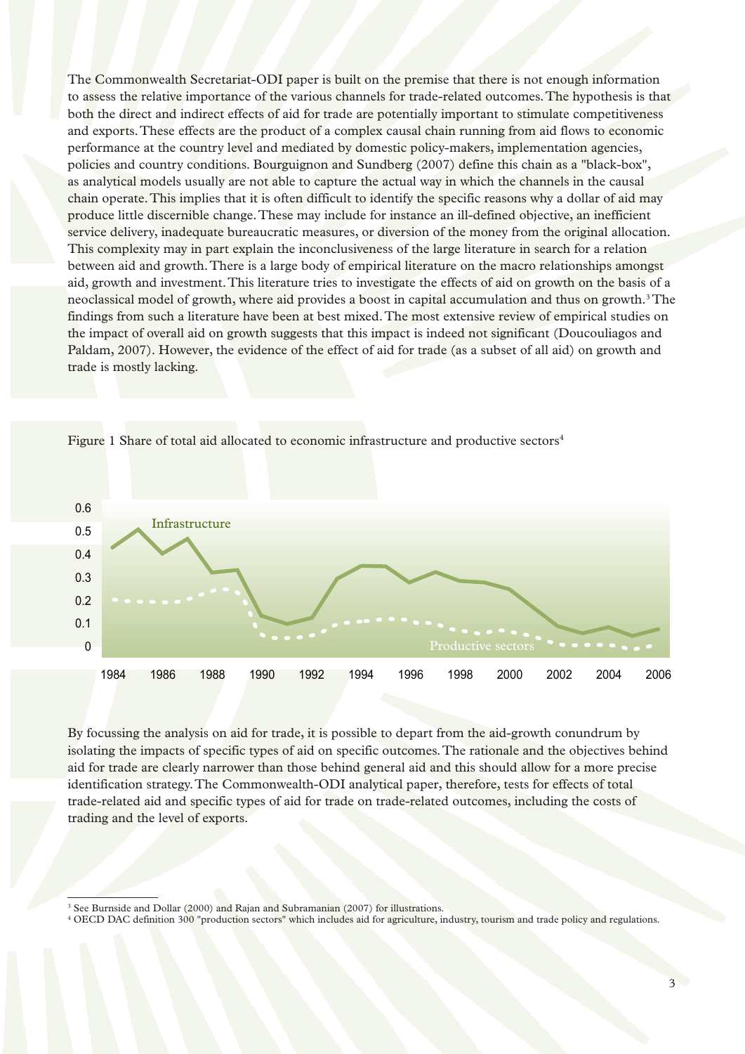The Commonwealth Secretariat-ODI paper is built on the premise that there is not enough information to assess the relative importance of the various channels for trade-related outcomes. The hypothesis is that both the direct and indirect effects of aid for trade are potentially important to stimulate competitiveness and exports. These effects are the product of a complex causal chain running from aid flows to economic performance at the country level and mediated by domestic policy-makers, implementation agencies, policies and country conditions. Bourguignon and Sundberg (2007) define this chain as a "black-box", as analytical models usually are not able to capture the actual way in which the channels in the causal chain operate. This implies that it is often difficult to identify the specific reasons why a dollar of aid may produce little discernible change. These may include for instance an ill-defined objective, an inefficient service delivery, inadequate bureaucratic measures, or diversion of the money from the original allocation. This complexity may in part explain the inconclusiveness of the large literature in search for a relation between aid and growth. There is a large body of empirical literature on the macro relationships amongst aid, growth and investment. This literature tries to investigate the effects of aid on growth on the basis of a neoclassical model of growth, where aid provides a boost in capital accumulation and thus on growth.[3] The findings from such a literature have been at best mixed. The most extensive review of empirical studies on the impact of overall aid on growth suggests that this impact is indeed not significant (Doucouliagos and Paldam, 2007). However, the evidence of the effect of aid for trade (as a subset of all aid) on growth and trade is mostly lacking.

Figure 1 Share of total aid allocated to economic infrastructure and productive sectors[4]

By focussing the analysis on aid for trade, it is possible to depart from the aid-growth conundrum by isolating the impacts of specific types of aid on specific outcomes. The rationale and the objectives behind aid for trade are clearly narrower than those behind general aid and this should allow for a more precise identification strategy. The Commonwealth-ODI analytical paper, therefore, tests for effects of total trade-related aid and specific types of aid for trade on trade-related outcomes, including the costs of trading and the level of exports.

[3] See Burnside and Dollar (2000) and Rajan and Subramanian (2007) for illustrations.

[4] OECD DAC definition 300 "production sectors" which includes aid for agriculture, industry, tourism and trade policy and regulations.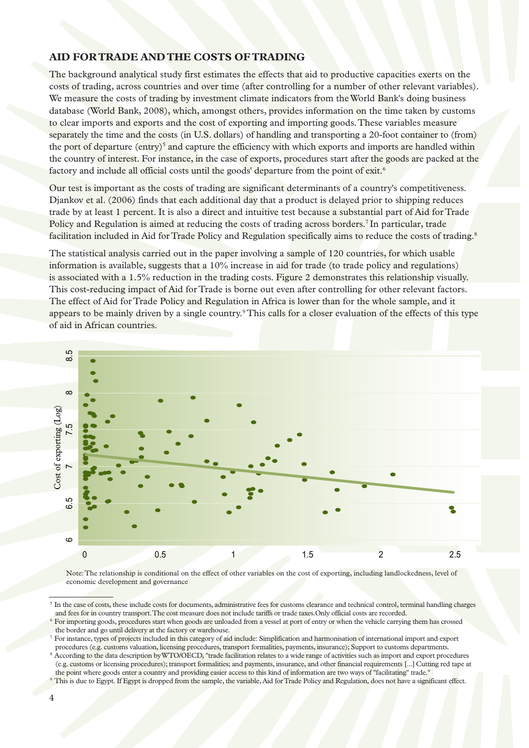## AID FOR TRADE AND THE COSTS OF TRADING

The background analytical study first estimates the effects that aid to productive capacities exerts on the costs of trading, across countries and over time (after controlling for a number of other relevant variables). We measure the costs of trading by investment climate indicators from the World Bank's doing business database (World Bank, 2008), which, amongst others, provides information on the time taken by customs to clear imports and exports and the cost of exporting and importing goods. These variables measure separately the time and the costs (in U.S. dollars) of handling and transporting a 20-foot container to (from) the port of departure (entry)[5] and capture the efficiency with which exports and imports are handled within the country of interest. For instance, in the case of exports, procedures start after the goods are packed at the factory and include all official costs until the goods' departure from the point of exit.[6]

Our test is important as the costs of trading are significant determinants of a country's competitiveness. Djankov et al. (2006) finds that each additional day that a product is delayed prior to shipping reduces trade by at least 1 percent. It is also a direct and intuitive test because a substantial part of Aid for Trade Policy and Regulation is aimed at reducing the costs of trading across borders.[7] In particular, trade facilitation included in Aid for Trade Policy and Regulation specifically aims to reduce the costs of trading.[8]

The statistical analysis carried out in the paper involving a sample of 120 countries, for which usable information is available, suggests that a 10% increase in aid for trade (to trade policy and regulations) is associated with a 1.5% reduction in the trading costs. Figure 2 demonstrates this relationship visually. This cost-reducing impact of Aid for Trade is borne out even after controlling for other relevant factors. The effect of Aid for Trade Policy and Regulation in Africa is lower than for the whole sample, and it appears to be mainly driven by a single country.[9] This calls for a closer evaluation of the effects of this type of aid in African countries.

Note: The relationship is conditional on the effect of other variables on the cost of exporting, including landlockedness, level of economic development and governance

[5] In the case of costs, these include costs for documents, administrative fees for customs clearance and technical control, terminal handling charges and fees for in country transport. The cost measure does not include tariffs or trade taxes. Only official costs are recorded.

[6] For importing goods, procedures start when goods are unloaded from a vessel at port of entry or when the vehicle carrying them has crossed the border and go until delivery at the factory or warehouse.

[7] For instance, types of projects included in this category of aid include: Simplification and harmonisation of international import and export procedures (e.g. customs valuation, licensing procedures, transport formalities, payments, insurance); Support to customs departments.

[8] According to the data description by WTO/OECD, "trade facilitation relates to a wide range of activities such as import and export procedures (e.g. customs or licensing procedures); transport formalities; and payments, insurance, and other financial requirements [...] Cutting red tape at the point where goods enter a country and providing easier access to this kind of information are two ways of "facilitating" trade."

[9] This is due to Egypt. If Egypt is dropped from the sample, the variable, Aid for Trade Policy and Regulation, does not have a significant effect.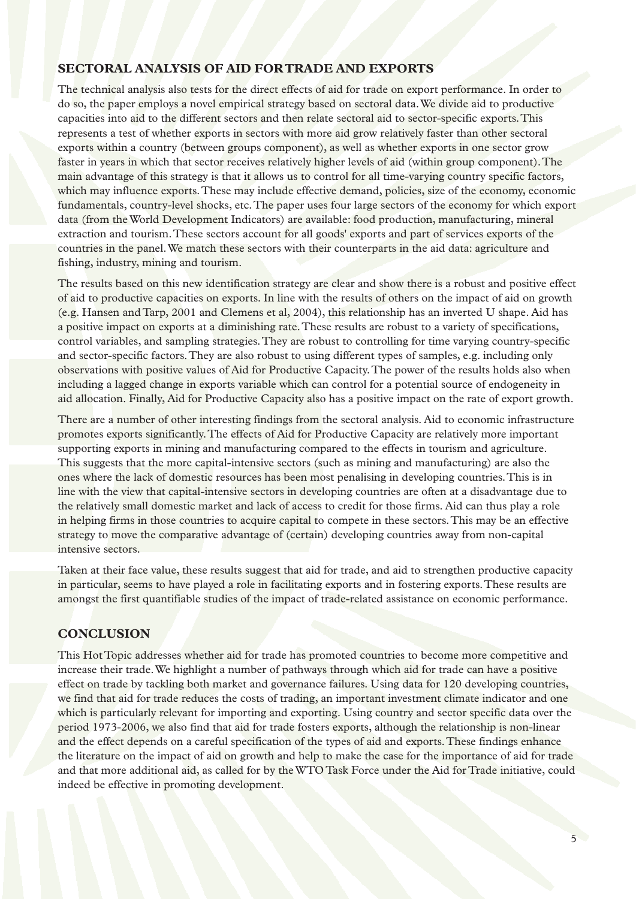## SECTORAL ANALYSIS OF AID FOR TRADE AND EXPORTS

The technical analysis also tests for the direct effects of aid for trade on export performance. In order to do so, the paper employs a novel empirical strategy based on sectoral data. We divide aid to productive capacities into aid to the different sectors and then relate sectoral aid to sector-specific exports. This represents a test of whether exports in sectors with more aid grow relatively faster than other sectoral exports within a country (between groups component), as well as whether exports in one sector grow faster in years in which that sector receives relatively higher levels of aid (within group component). The main advantage of this strategy is that it allows us to control for all time-varying country specific factors, which may influence exports. These may include effective demand, policies, size of the economy, economic fundamentals, country-level shocks, etc. The paper uses four large sectors of the economy for which export data (from the World Development Indicators) are available: food production, manufacturing, mineral extraction and tourism. These sectors account for all goods' exports and part of services exports of the countries in the panel. We match these sectors with their counterparts in the aid data: agriculture and fishing, industry, mining and tourism.

The results based on this new identification strategy are clear and show there is a robust and positive effect of aid to productive capacities on exports. In line with the results of others on the impact of aid on growth (e.g. Hansen and Tarp, 2001 and Clemens et al, 2004), this relationship has an inverted U shape. Aid has a positive impact on exports at a diminishing rate. These results are robust to a variety of specifications, control variables, and sampling strategies. They are robust to controlling for time varying country-specific and sector-specific factors. They are also robust to using different types of samples, e.g. including only observations with positive values of Aid for Productive Capacity. The power of the results holds also when including a lagged change in exports variable which can control for a potential source of endogeneity in aid allocation. Finally, Aid for Productive Capacity also has a positive impact on the rate of export growth.

There are a number of other interesting findings from the sectoral analysis. Aid to economic infrastructure promotes exports significantly. The effects of Aid for Productive Capacity are relatively more important supporting exports in mining and manufacturing compared to the effects in tourism and agriculture. This suggests that the more capital-intensive sectors (such as mining and manufacturing) are also the ones where the lack of domestic resources has been most penalising in developing countries. This is in line with the view that capital-intensive sectors in developing countries are often at a disadvantage due to the relatively small domestic market and lack of access to credit for those firms. Aid can thus play a role in helping firms in those countries to acquire capital to compete in these sectors. This may be an effective strategy to move the comparative advantage of (certain) developing countries away from non-capital intensive sectors.

Taken at their face value, these results suggest that aid for trade, and aid to strengthen productive capacity in particular, seems to have played a role in facilitating exports and in fostering exports. These results are amongst the first quantifiable studies of the impact of trade-related assistance on economic performance.

## CONCLUSION

This Hot Topic addresses whether aid for trade has promoted countries to become more competitive and increase their trade. We highlight a number of pathways through which aid for trade can have a positive effect on trade by tackling both market and governance failures. Using data for 120 developing countries, we find that aid for trade reduces the costs of trading, an important investment climate indicator and one which is particularly relevant for importing and exporting. Using country and sector specific data over the period 1973-2006, we also find that aid for trade fosters exports, although the relationship is non-linear and the effect depends on a careful specification of the types of aid and exports. These findings enhance the literature on the impact of aid on growth and help to make the case for the importance of aid for trade and that more additional aid, as called for by the WTO Task Force under the Aid for Trade initiative, could indeed be effective in promoting development.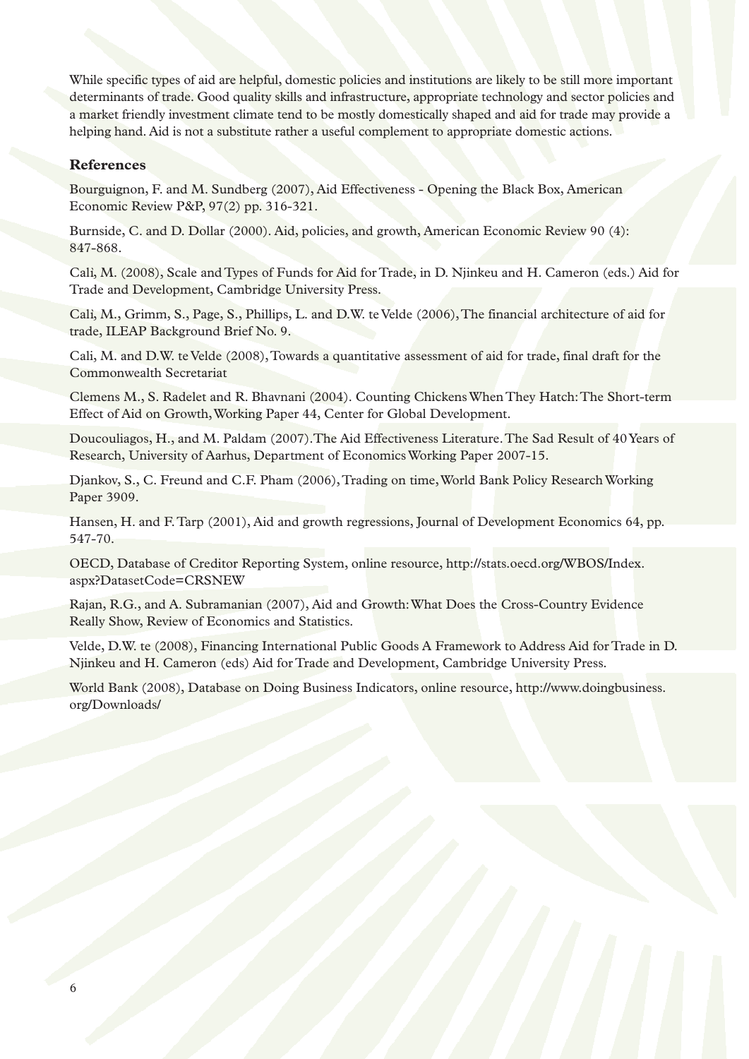While specific types of aid are helpful, domestic policies and institutions are likely to be still more important determinants of trade. Good quality skills and infrastructure, appropriate technology and sector policies and a market friendly investment climate tend to be mostly domestically shaped and aid for trade may provide a helping hand. Aid is not a substitute rather a useful complement to appropriate domestic actions.

## References

Bourguignon, F. and M. Sundberg (2007), Aid Effectiveness - Opening the Black Box, American Economic Review P&P, 97(2) pp. 316-321.

Burnside, C. and D. Dollar (2000). Aid, policies, and growth, American Economic Review 90 (4): 847-868.

Calì, M. (2008), Scale and Types of Funds for Aid for Trade, in D. Njinkeu and H. Cameron (eds.) Aid for Trade and Development, Cambridge University Press.

Calì, M., Grimm, S., Page, S., Phillips, L. and D.W. te Velde (2006), The financial architecture of aid for trade, ILEAP Background Brief No. 9.

Calì, M. and D.W. te Velde (2008), Towards a quantitative assessment of aid for trade, final draft for the Commonwealth Secretariat

Clemens M., S. Radelet and R. Bhavnani (2004). Counting Chickens When They Hatch: The Short-term Effect of Aid on Growth, Working Paper 44, Center for Global Development.

Doucouliagos, H., and M. Paldam (2007). The Aid Effectiveness Literature. The Sad Result of 40 Years of Research, University of Aarhus, Department of Economics Working Paper 2007-15.

Djankov, S., C. Freund and C.F. Pham (2006), Trading on time, World Bank Policy Research Working Paper 3909.

Hansen, H. and F. Tarp (2001), Aid and growth regressions, Journal of Development Economics 64, pp. 547-70.

OECD, Database of Creditor Reporting System, online resource, http://stats.oecd.org/WBOS/Index.aspx?DatasetCode=CRSNEW

Rajan, R.G., and A. Subramanian (2007), Aid and Growth: What Does the Cross-Country Evidence Really Show, Review of Economics and Statistics.

Velde, D.W. te (2008), Financing International Public Goods A Framework to Address Aid for Trade in D. Njinkeu and H. Cameron (eds) Aid for Trade and Development, Cambridge University Press.

World Bank (2008), Database on Doing Business Indicators, online resource, http://www.doingbusiness.org/Downloads/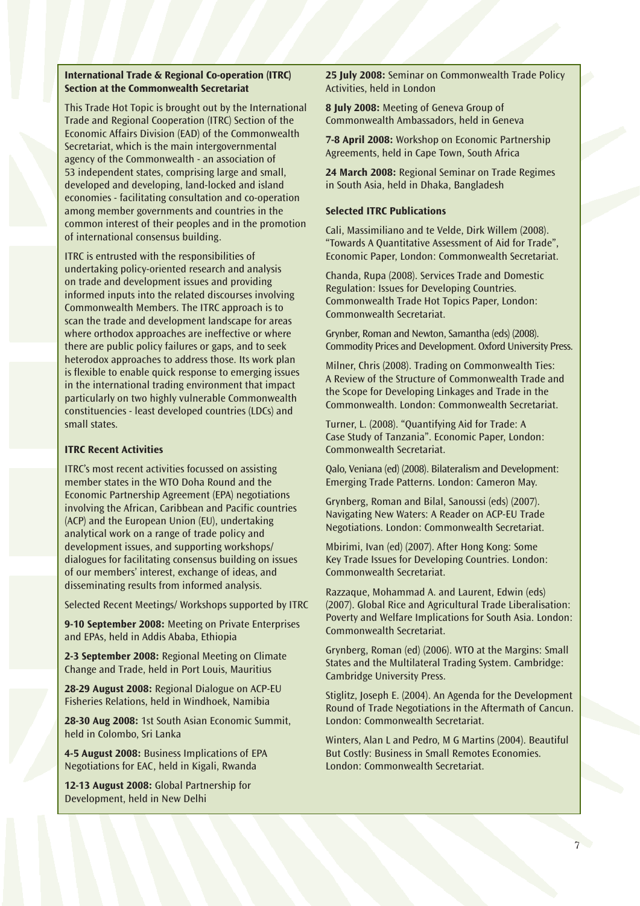### International Trade & Regional Co-operation (ITRC) Section at the Commonwealth Secretariat

This Trade Hot Topic is brought out by the International Trade and Regional Cooperation (ITRC) Section of the Economic Affairs Division (EAD) of the Commonwealth Secretariat, which is the main intergovernmental agency of the Commonwealth - an association of 53 independent states, comprising large and small, developed and developing, land-locked and island economies - facilitating consultation and co-operation among member governments and countries in the common interest of their peoples and in the promotion of international consensus building.

ITRC is entrusted with the responsibilities of undertaking policy-oriented research and analysis on trade and development issues and providing informed inputs into the related discourses involving Commonwealth Members. The ITRC approach is to scan the trade and development landscape for areas where orthodox approaches are ineffective or where there are public policy failures or gaps, and to seek heterodox approaches to address those. Its work plan is flexible to enable quick response to emerging issues in the international trading environment that impact particularly on two highly vulnerable Commonwealth constituencies - least developed countries (LDCs) and small states.

### ITRC Recent Activities

ITRC's most recent activities focussed on assisting member states in the WTO Doha Round and the Economic Partnership Agreement (EPA) negotiations involving the African, Caribbean and Pacific countries (ACP) and the European Union (EU), undertaking analytical work on a range of trade policy and development issues, and supporting workshops/ dialogues for facilitating consensus building on issues of our members' interest, exchange of ideas, and disseminating results from informed analysis.

Selected Recent Meetings/ Workshops supported by ITRC

**9-10 September 2008:** Meeting on Private Enterprises and EPAs, held in Addis Ababa, Ethiopia

**2-3 September 2008:** Regional Meeting on Climate Change and Trade, held in Port Louis, Mauritius

**28-29 August 2008:** Regional Dialogue on ACP-EU Fisheries Relations, held in Windhoek, Namibia

**28-30 Aug 2008:** 1st South Asian Economic Summit, held in Colombo, Sri Lanka

**4-5 August 2008:** Business Implications of EPA Negotiations for EAC, held in Kigali, Rwanda

**12-13 August 2008:** Global Partnership for Development, held in New Delhi

**25 July 2008:** Seminar on Commonwealth Trade Policy Activities, held in London

**8 July 2008:** Meeting of Geneva Group of Commonwealth Ambassadors, held in Geneva

**7-8 April 2008:** Workshop on Economic Partnership Agreements, held in Cape Town, South Africa

**24 March 2008:** Regional Seminar on Trade Regimes in South Asia, held in Dhaka, Bangladesh

### Selected ITRC Publications

Cali, Massimiliano and te Velde, Dirk Willem (2008). "Towards A Quantitative Assessment of Aid for Trade", Economic Paper, London: Commonwealth Secretariat.

Chanda, Rupa (2008). Services Trade and Domestic Regulation: Issues for Developing Countries. Commonwealth Trade Hot Topics Paper, London: Commonwealth Secretariat.

Grynber, Roman and Newton, Samantha (eds) (2008). Commodity Prices and Development. Oxford University Press.

Milner, Chris (2008). Trading on Commonwealth Ties: A Review of the Structure of Commonwealth Trade and the Scope for Developing Linkages and Trade in the Commonwealth. London: Commonwealth Secretariat.

Turner, L. (2008). "Quantifying Aid for Trade: A Case Study of Tanzania". Economic Paper, London: Commonwealth Secretariat.

Qalo, Veniana (ed) (2008). Bilateralism and Development: Emerging Trade Patterns. London: Cameron May.

Grynberg, Roman and Bilal, Sanoussi (eds) (2007). Navigating New Waters: A Reader on ACP-EU Trade Negotiations. London: Commonwealth Secretariat.

Mbirimi, Ivan (ed) (2007). After Hong Kong: Some Key Trade Issues for Developing Countries. London: Commonwealth Secretariat.

Razzaque, Mohammad A. and Laurent, Edwin (eds) (2007). Global Rice and Agricultural Trade Liberalisation: Poverty and Welfare Implications for South Asia. London: Commonwealth Secretariat.

Grynberg, Roman (ed) (2006). WTO at the Margins: Small States and the Multilateral Trading System. Cambridge: Cambridge University Press.

Stiglitz, Joseph E. (2004). An Agenda for the Development Round of Trade Negotiations in the Aftermath of Cancun. London: Commonwealth Secretariat.

Winters, Alan L and Pedro, M G Martins (2004). Beautiful But Costly: Business in Small Remotes Economies. London: Commonwealth Secretariat.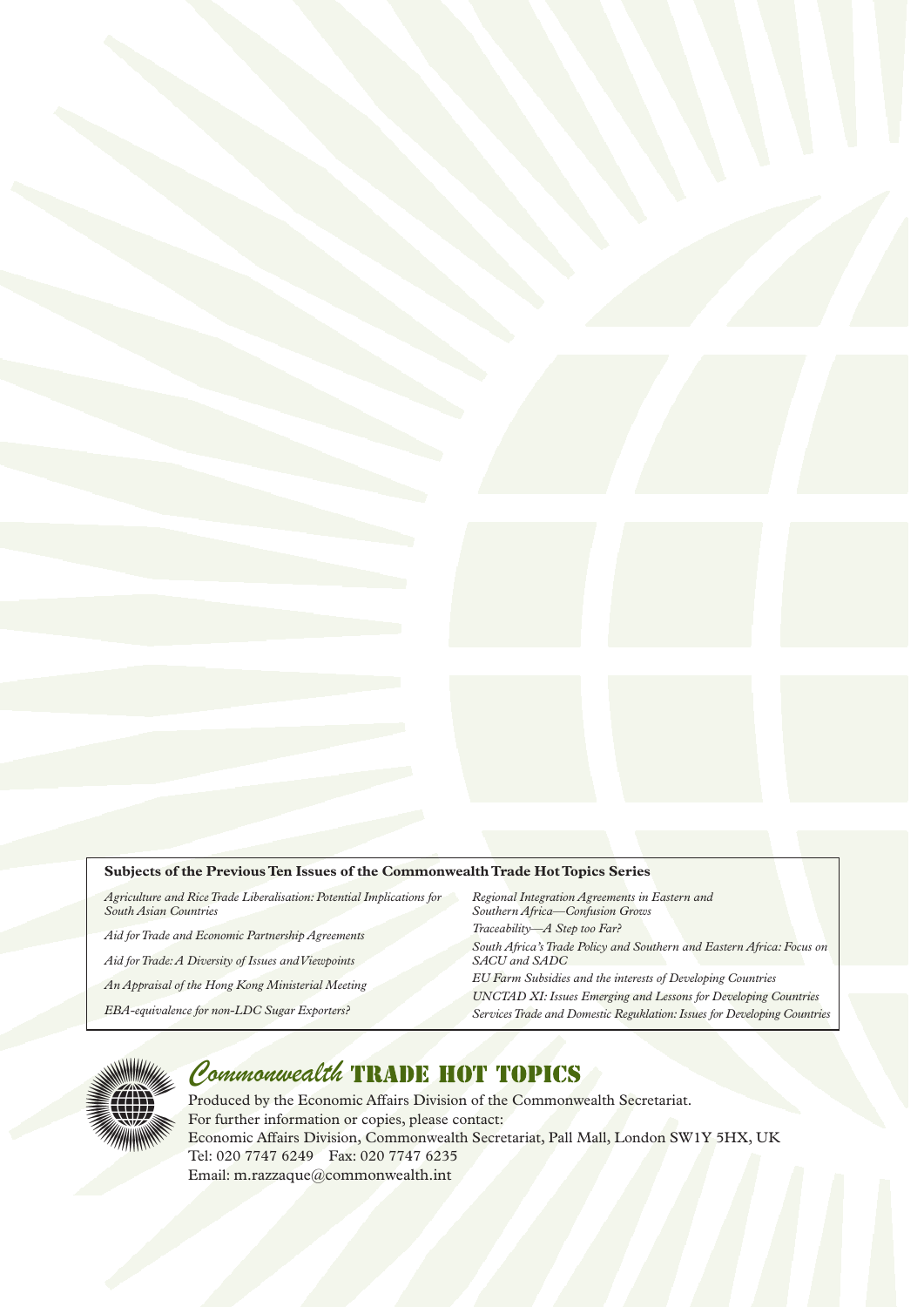**Subjects of the Previous Ten Issues of the Commonwealth Trade Hot Topics Series**

*Agriculture and Rice Trade Liberalisation: Potential Implications for South Asian Countries*

*Aid for Trade and Economic Partnership Agreements*

*Aid for Trade: A Diversity of Issues and Viewpoints*

*An Appraisal of the Hong Kong Ministerial Meeting*

*EBA-equivalence for non-LDC Sugar Exporters?*

*Regional Integration Agreements in Eastern and Southern Africa—Confusion Grows*

*Traceability—A Step too Far?*

*South Africa's Trade Policy and Southern and Eastern Africa: Focus on SACU and SADC*

*EU Farm Subsidies and the interests of Developing Countries*

*UNCTAD XI: Issues Emerging and Lessons for Developing Countries*

*Services Trade and Domestic Reguklation: Issues for Developing Countries*

## *Commonwealth* TRADE HOT TOPICS

Produced by the Economic Affairs Division of the Commonwealth Secretariat.
For further information or copies, please contact:
Economic Affairs Division, Commonwealth Secretariat, Pall Mall, London SW1Y 5HX, UK
Tel: 020 7747 6249 Fax: 020 7747 6235
Email: m.razzaque@commonwealth.int